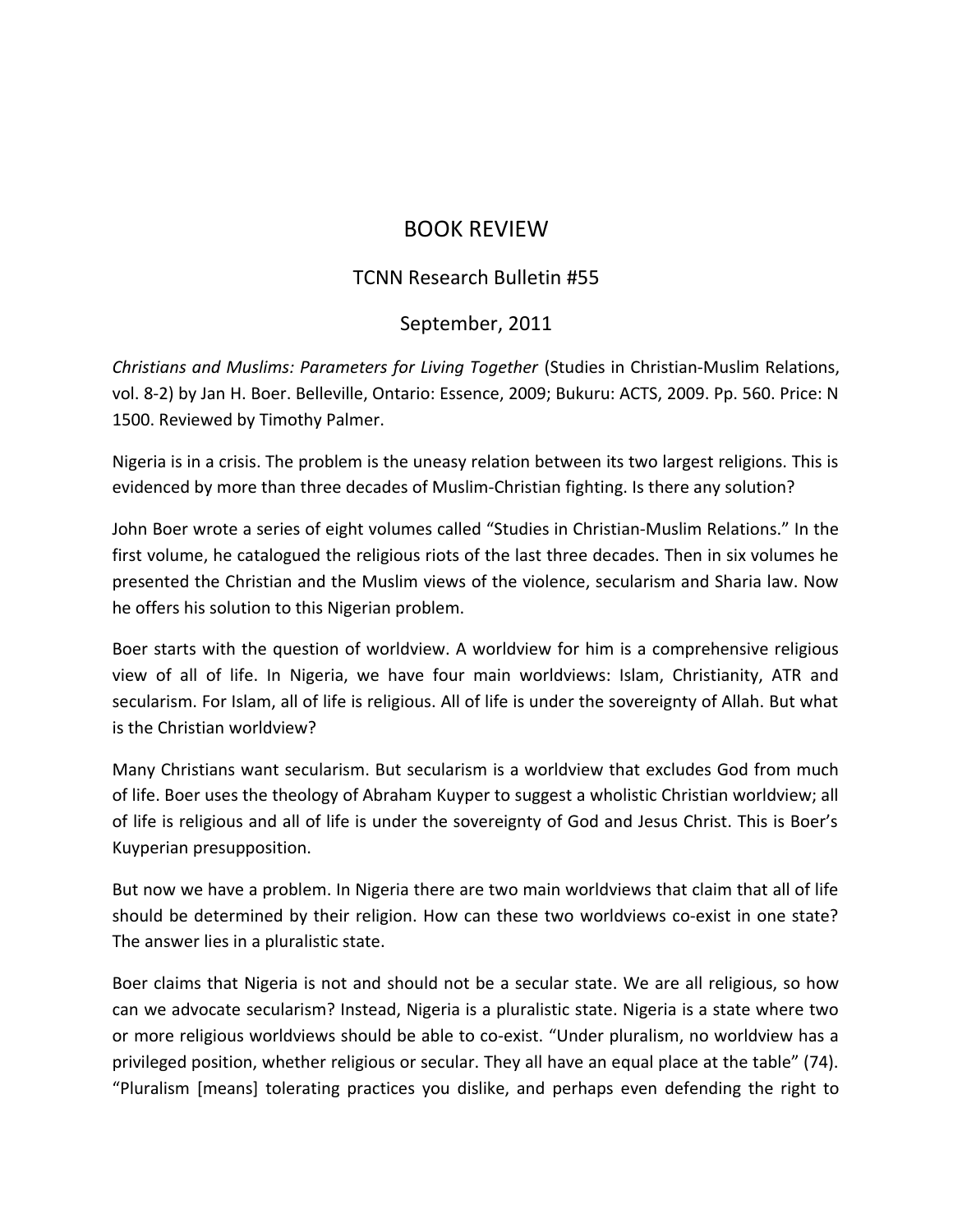# BOOK REVIEW

## TCNN Research Bulletin #55

## September, 2011

*Christians and Muslims: Parameters for Living Together* (Studies in Christian-Muslim Relations, vol. 8-2) by Jan H. Boer. Belleville, Ontario: Essence, 2009; Bukuru: ACTS, 2009. Pp. 560. Price: N 1500. Reviewed by Timothy Palmer.

Nigeria is in a crisis. The problem is the uneasy relation between its two largest religions. This is evidenced by more than three decades of Muslim-Christian fighting. Is there any solution?

John Boer wrote a series of eight volumes called "Studies in Christian-Muslim Relations." In the first volume, he catalogued the religious riots of the last three decades. Then in six volumes he presented the Christian and the Muslim views of the violence, secularism and Sharia law. Now he offers his solution to this Nigerian problem.

Boer starts with the question of worldview. A worldview for him is a comprehensive religious view of all of life. In Nigeria, we have four main worldviews: Islam, Christianity, ATR and secularism. For Islam, all of life is religious. All of life is under the sovereignty of Allah. But what is the Christian worldview?

Many Christians want secularism. But secularism is a worldview that excludes God from much of life. Boer uses the theology of Abraham Kuyper to suggest a wholistic Christian worldview; all of life is religious and all of life is under the sovereignty of God and Jesus Christ. This is Boer's Kuyperian presupposition.

But now we have a problem. In Nigeria there are two main worldviews that claim that all of life should be determined by their religion. How can these two worldviews co-exist in one state? The answer lies in a pluralistic state.

Boer claims that Nigeria is not and should not be a secular state. We are all religious, so how can we advocate secularism? Instead, Nigeria is a pluralistic state. Nigeria is a state where two or more religious worldviews should be able to co-exist. "Under pluralism, no worldview has a privileged position, whether religious or secular. They all have an equal place at the table" (74). "Pluralism [means] tolerating practices you dislike, and perhaps even defending the right to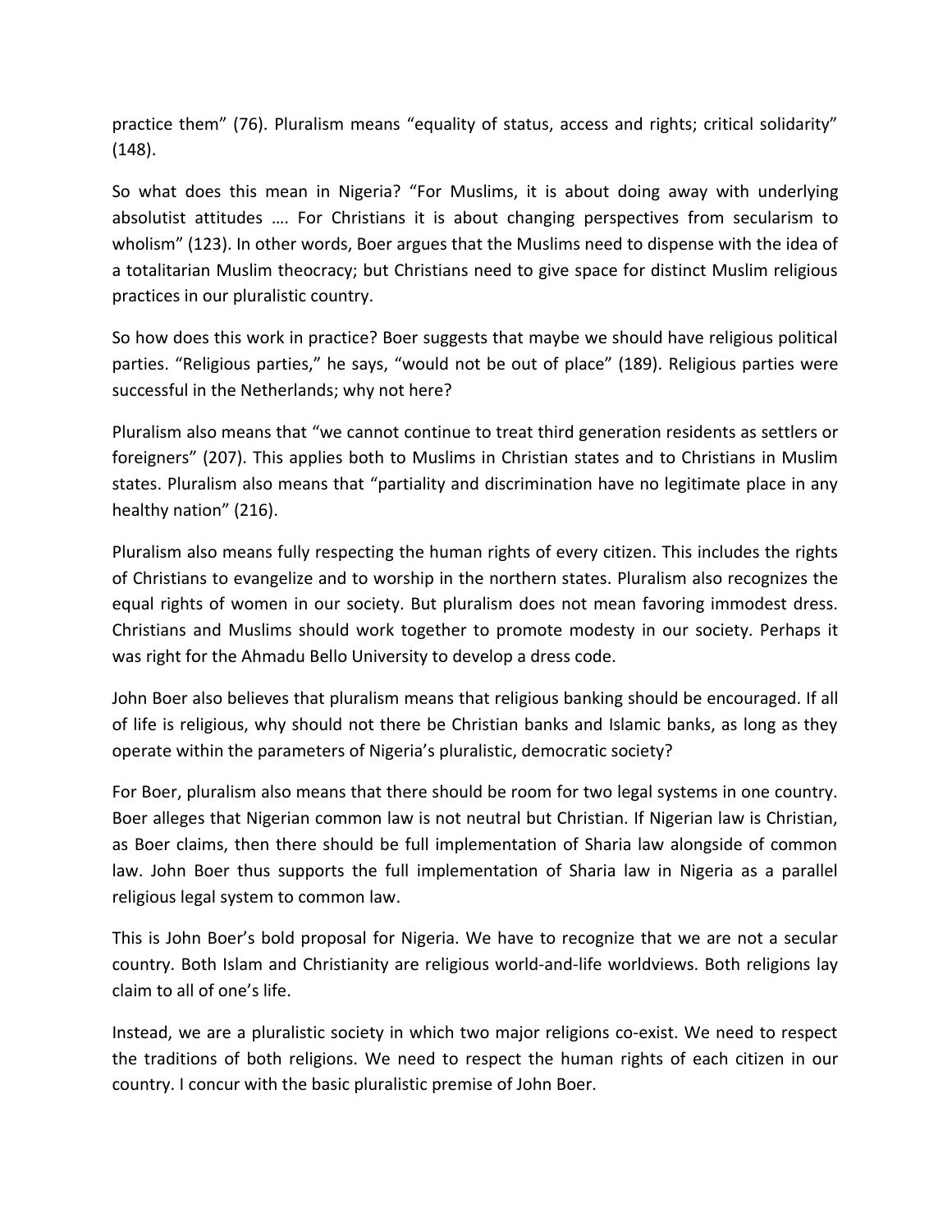practice them" (76). Pluralism means "equality of status, access and rights; critical solidarity" (148).

So what does this mean in Nigeria? "For Muslims, it is about doing away with underlying absolutist attitudes …. For Christians it is about changing perspectives from secularism to wholism" (123). In other words, Boer argues that the Muslims need to dispense with the idea of a totalitarian Muslim theocracy; but Christians need to give space for distinct Muslim religious practices in our pluralistic country.

So how does this work in practice? Boer suggests that maybe we should have religious political parties. "Religious parties," he says, "would not be out of place" (189). Religious parties were successful in the Netherlands; why not here?

Pluralism also means that "we cannot continue to treat third generation residents as settlers or foreigners" (207). This applies both to Muslims in Christian states and to Christians in Muslim states. Pluralism also means that "partiality and discrimination have no legitimate place in any healthy nation" (216).

Pluralism also means fully respecting the human rights of every citizen. This includes the rights of Christians to evangelize and to worship in the northern states. Pluralism also recognizes the equal rights of women in our society. But pluralism does not mean favoring immodest dress. Christians and Muslims should work together to promote modesty in our society. Perhaps it was right for the Ahmadu Bello University to develop a dress code.

John Boer also believes that pluralism means that religious banking should be encouraged. If all of life is religious, why should not there be Christian banks and Islamic banks, as long as they operate within the parameters of Nigeria's pluralistic, democratic society?

For Boer, pluralism also means that there should be room for two legal systems in one country. Boer alleges that Nigerian common law is not neutral but Christian. If Nigerian law is Christian, as Boer claims, then there should be full implementation of Sharia law alongside of common law. John Boer thus supports the full implementation of Sharia law in Nigeria as a parallel religious legal system to common law.

This is John Boer's bold proposal for Nigeria. We have to recognize that we are not a secular country. Both Islam and Christianity are religious world-and-life worldviews. Both religions lay claim to all of one's life.

Instead, we are a pluralistic society in which two major religions co-exist. We need to respect the traditions of both religions. We need to respect the human rights of each citizen in our country. I concur with the basic pluralistic premise of John Boer.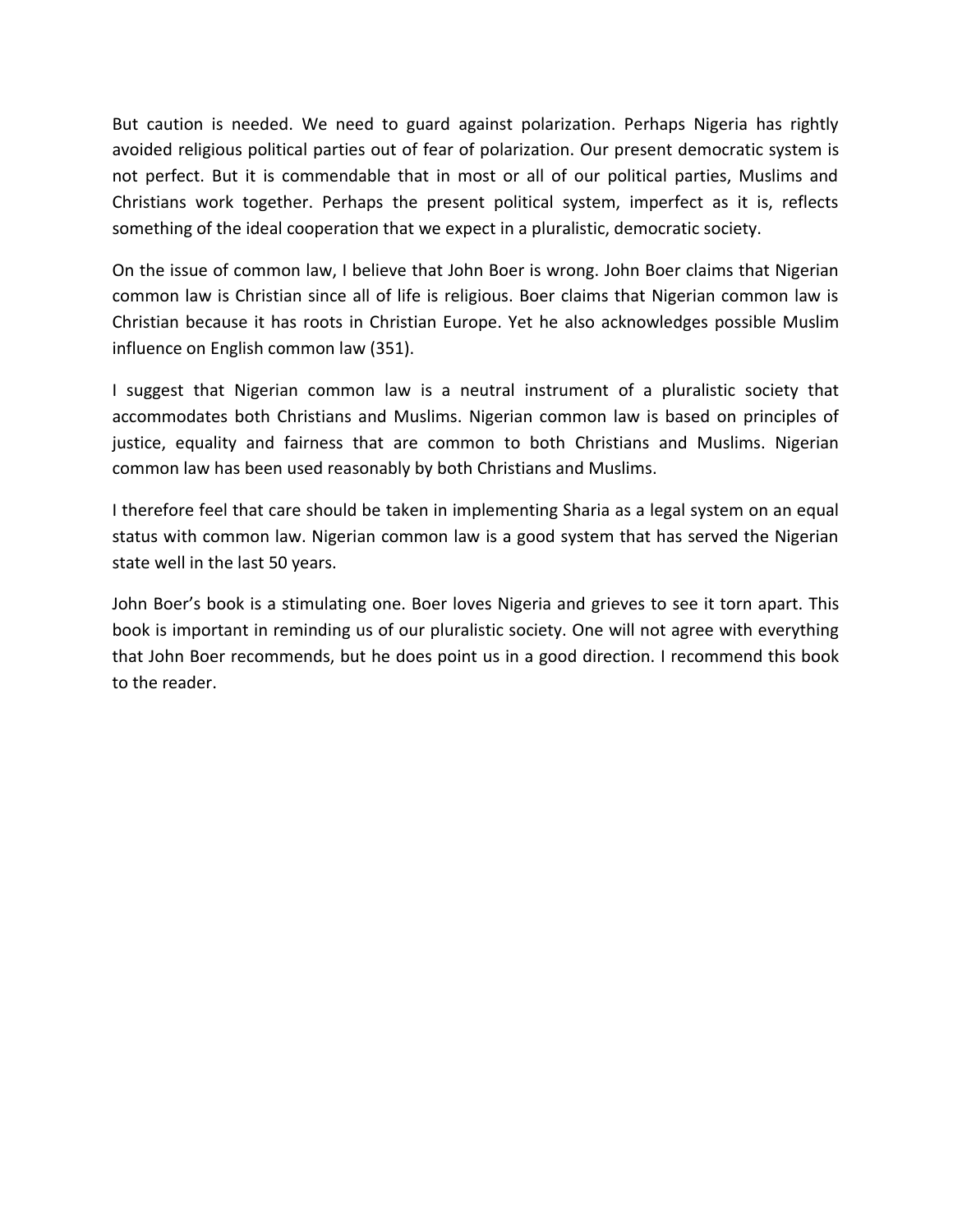But caution is needed. We need to guard against polarization. Perhaps Nigeria has rightly avoided religious political parties out of fear of polarization. Our present democratic system is not perfect. But it is commendable that in most or all of our political parties, Muslims and Christians work together. Perhaps the present political system, imperfect as it is, reflects something of the ideal cooperation that we expect in a pluralistic, democratic society.

On the issue of common law, I believe that John Boer is wrong. John Boer claims that Nigerian common law is Christian since all of life is religious. Boer claims that Nigerian common law is Christian because it has roots in Christian Europe. Yet he also acknowledges possible Muslim influence on English common law (351).

I suggest that Nigerian common law is a neutral instrument of a pluralistic society that accommodates both Christians and Muslims. Nigerian common law is based on principles of justice, equality and fairness that are common to both Christians and Muslims. Nigerian common law has been used reasonably by both Christians and Muslims.

I therefore feel that care should be taken in implementing Sharia as a legal system on an equal status with common law. Nigerian common law is a good system that has served the Nigerian state well in the last 50 years.

John Boer's book is a stimulating one. Boer loves Nigeria and grieves to see it torn apart. This book is important in reminding us of our pluralistic society. One will not agree with everything that John Boer recommends, but he does point us in a good direction. I recommend this book to the reader.